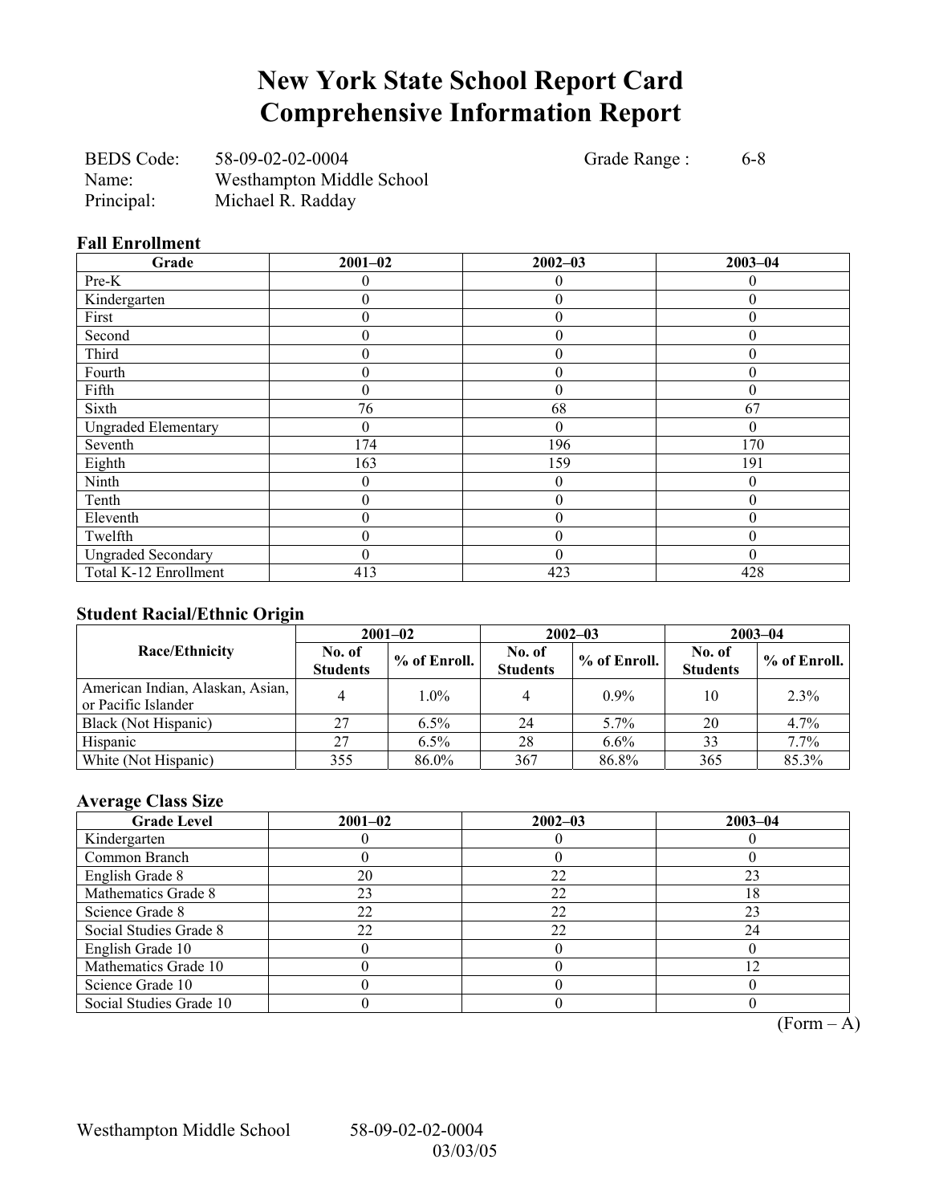# New York State School Report Card
# Comprehensive Information Report

BEDS Code: 58-09-02-02-0004 Grade Range : 6-8
Name: Westhampton Middle School
Principal: Michael R. Radday

### Fall Enrollment

| Grade | 2001–02 | 2002–03 | 2003–04 |
|---|---|---|---|
| Pre-K | 0 | 0 | 0 |
| Kindergarten | 0 | 0 | 0 |
| First | 0 | 0 | 0 |
| Second | 0 | 0 | 0 |
| Third | 0 | 0 | 0 |
| Fourth | 0 | 0 | 0 |
| Fifth | 0 | 0 | 0 |
| Sixth | 76 | 68 | 67 |
| Ungraded Elementary | 0 | 0 | 0 |
| Seventh | 174 | 196 | 170 |
| Eighth | 163 | 159 | 191 |
| Ninth | 0 | 0 | 0 |
| Tenth | 0 | 0 | 0 |
| Eleventh | 0 | 0 | 0 |
| Twelfth | 0 | 0 | 0 |
| Ungraded Secondary | 0 | 0 | 0 |
| Total K-12 Enrollment | 413 | 423 | 428 |

### Student Racial/Ethnic Origin

| Race/Ethnicity | 2001–02 | | 2002–03 | | 2003–04 | |
|---|---|---|---|---|---|---|
| | No. of Students | % of Enroll. | No. of Students | % of Enroll. | No. of Students | % of Enroll. |
| American Indian, Alaskan, Asian, or Pacific Islander | 4 | 1.0% | 4 | 0.9% | 10 | 2.3% |
| Black (Not Hispanic) | 27 | 6.5% | 24 | 5.7% | 20 | 4.7% |
| Hispanic | 27 | 6.5% | 28 | 6.6% | 33 | 7.7% |
| White (Not Hispanic) | 355 | 86.0% | 367 | 86.8% | 365 | 85.3% |

### Average Class Size

| Grade Level | 2001–02 | 2002–03 | 2003–04 |
|---|---|---|---|
| Kindergarten | 0 | 0 | 0 |
| Common Branch | 0 | 0 | 0 |
| English Grade 8 | 20 | 22 | 23 |
| Mathematics Grade 8 | 23 | 22 | 18 |
| Science Grade 8 | 22 | 22 | 23 |
| Social Studies Grade 8 | 22 | 22 | 24 |
| English Grade 10 | 0 | 0 | 0 |
| Mathematics Grade 10 | 0 | 0 | 12 |
| Science Grade 10 | 0 | 0 | 0 |
| Social Studies Grade 10 | 0 | 0 | 0 |

(Form – A)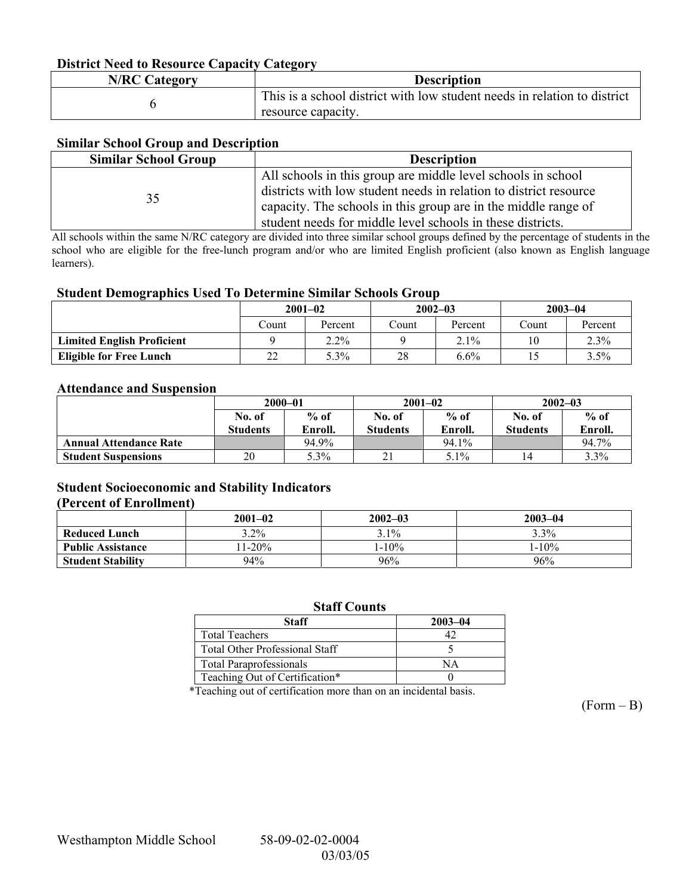### District Need to Resource Capacity Category

| N/RC Category | Description |
|---|---|
| 6 | This is a school district with low student needs in relation to district resource capacity. |

### Similar School Group and Description

| Similar School Group | Description |
|---|---|
| 35 | All schools in this group are middle level schools in school districts with low student needs in relation to district resource capacity. The schools in this group are in the middle range of student needs for middle level schools in these districts. |

All schools within the same N/RC category are divided into three similar school groups defined by the percentage of students in the school who are eligible for the free-lunch program and/or who are limited English proficient (also known as English language learners).

### Student Demographics Used To Determine Similar Schools Group

| | 2001–02 | | 2002–03 | | 2003–04 | |
|---|---|---|---|---|---|---|
| | Count | Percent | Count | Percent | Count | Percent |
| **Limited English Proficient** | 9 | 2.2% | 9 | 2.1% | 10 | 2.3% |
| **Eligible for Free Lunch** | 22 | 5.3% | 28 | 6.6% | 15 | 3.5% |

### Attendance and Suspension

| | 2000–01 | | 2001–02 | | 2002–03 | |
|---|---|---|---|---|---|---|
| | No. of Students | % of Enroll. | No. of Students | % of Enroll. | No. of Students | % of Enroll. |
| **Annual Attendance Rate** | | 94.9% | | 94.1% | | 94.7% |
| **Student Suspensions** | 20 | 5.3% | 21 | 5.1% | 14 | 3.3% |

### Student Socioeconomic and Stability Indicators (Percent of Enrollment)

| | 2001–02 | 2002–03 | 2003–04 |
|---|---|---|---|
| **Reduced Lunch** | 3.2% | 3.1% | 3.3% |
| **Public Assistance** | 11-20% | 1-10% | 1-10% |
| **Student Stability** | 94% | 96% | 96% |

### Staff Counts

| Staff | 2003–04 |
|---|---|
| Total Teachers | 42 |
| Total Other Professional Staff | 5 |
| Total Paraprofessionals | NA |
| Teaching Out of Certification* | 0 |

*Teaching out of certification more than on an incidental basis.

(Form – B)

Westhampton Middle School 58-09-02-02-0004
03/03/05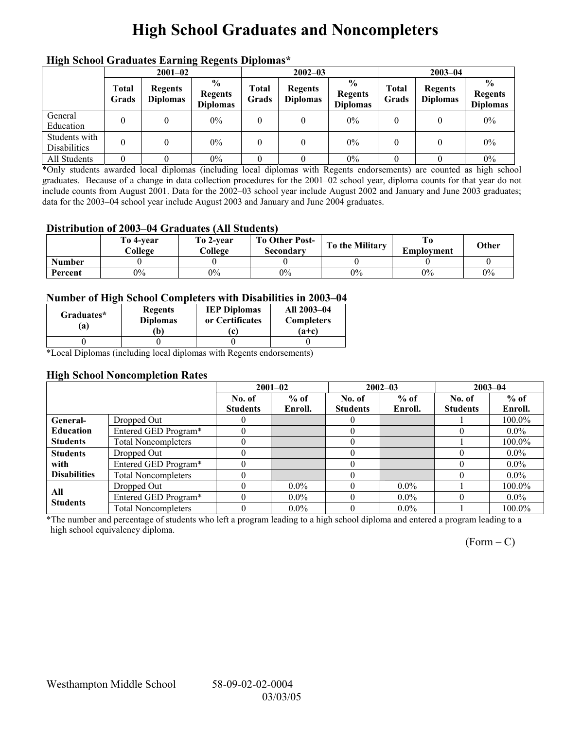# High School Graduates and Noncompleters

### High School Graduates Earning Regents Diplomas*

| | 2001–02 | | | 2002–03 | | | 2003–04 | | |
|---|---|---|---|---|---|---|---|---|---|
| | Total Grads | Regents Diplomas | % Regents Diplomas | Total Grads | Regents Diplomas | % Regents Diplomas | Total Grads | Regents Diplomas | % Regents Diplomas |
| General Education | 0 | 0 | 0% | 0 | 0 | 0% | 0 | 0 | 0% |
| Students with Disabilities | 0 | 0 | 0% | 0 | 0 | 0% | 0 | 0 | 0% |
| All Students | 0 | 0 | 0% | 0 | 0 | 0% | 0 | 0 | 0% |

*Only students awarded local diplomas (including local diplomas with Regents endorsements) are counted as high school graduates. Because of a change in data collection procedures for the 2001–02 school year, diploma counts for that year do not include counts from August 2001. Data for the 2002–03 school year include August 2002 and January and June 2003 graduates; data for the 2003–04 school year include August 2003 and January and June 2004 graduates.

### Distribution of 2003–04 Graduates (All Students)

| | To 4-year College | To 2-year College | To Other Post-Secondary | To the Military | To Employment | Other |
|---|---|---|---|---|---|---|
| Number | 0 | 0 | 0 | 0 | 0 | 0 |
| Percent | 0% | 0% | 0% | 0% | 0% | 0% |

### Number of High School Completers with Disabilities in 2003–04

| Graduates* (a) | Regents Diplomas (b) | IEP Diplomas or Certificates (c) | All 2003–04 Completers (a+c) |
|---|---|---|---|
| 0 | 0 | 0 | 0 |

*Local Diplomas (including local diplomas with Regents endorsements)

### High School Noncompletion Rates

| | | 2001–02 | | 2002–03 | | 2003–04 | |
|---|---|---|---|---|---|---|---|
| | | No. of Students | % of Enroll. | No. of Students | % of Enroll. | No. of Students | % of Enroll. |
| General-Education Students | Dropped Out | 0 | | 0 | | 1 | 100.0% |
| | Entered GED Program* | 0 | | 0 | | 0 | 0.0% |
| | Total Noncompleters | 0 | | 0 | | 1 | 100.0% |
| Students with Disabilities | Dropped Out | 0 | | 0 | | 0 | 0.0% |
| | Entered GED Program* | 0 | | 0 | | 0 | 0.0% |
| | Total Noncompleters | 0 | | 0 | | 0 | 0.0% |
| All Students | Dropped Out | 0 | 0.0% | 0 | 0.0% | 1 | 100.0% |
| | Entered GED Program* | 0 | 0.0% | 0 | 0.0% | 0 | 0.0% |
| | Total Noncompleters | 0 | 0.0% | 0 | 0.0% | 1 | 100.0% |

*The number and percentage of students who left a program leading to a high school diploma and entered a program leading to a high school equivalency diploma.

(Form – C)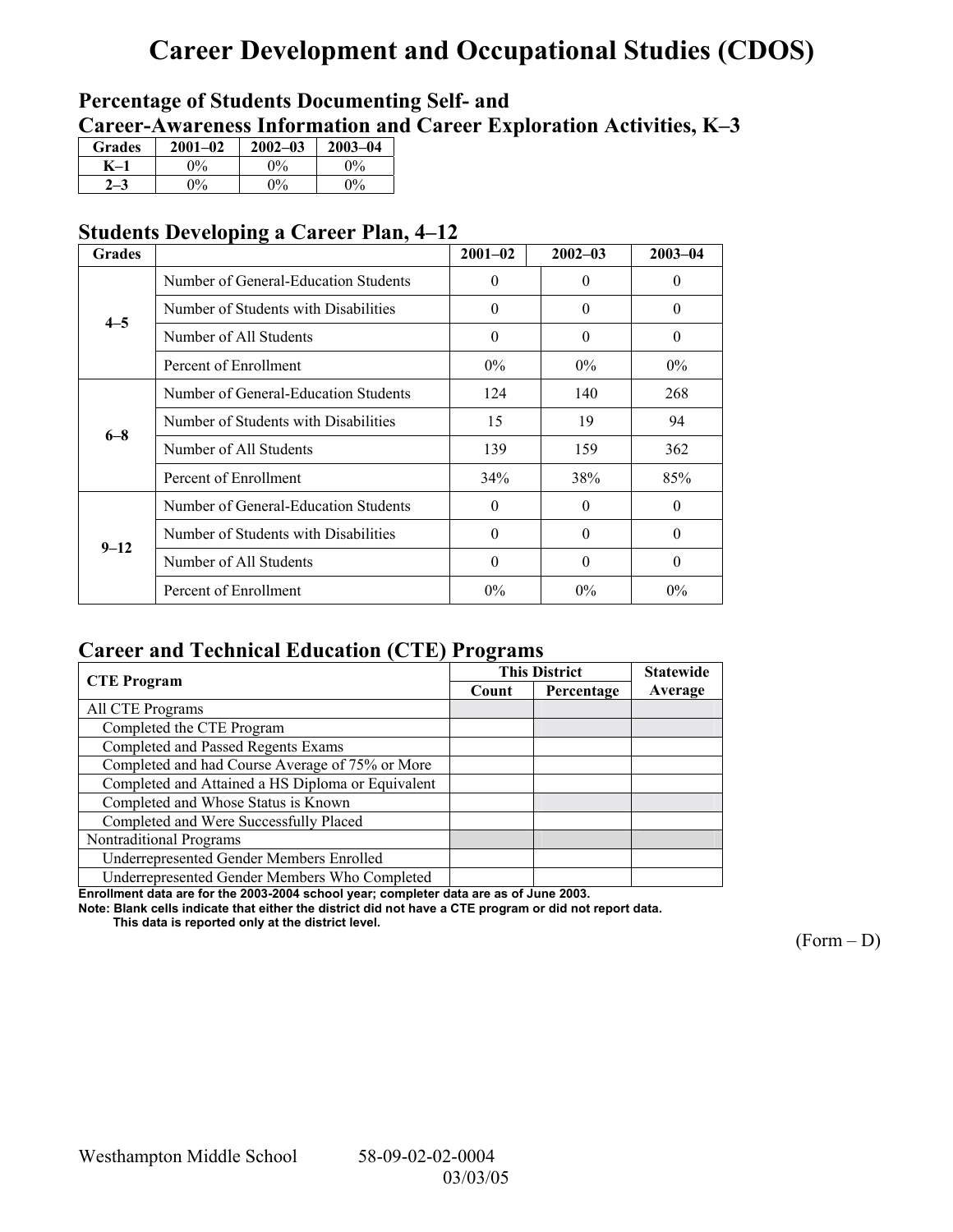# Career Development and Occupational Studies (CDOS)

## Percentage of Students Documenting Self- and Career-Awareness Information and Career Exploration Activities, K–3

| Grades | 2001–02 | 2002–03 | 2003–04 |
|---|---|---|---|
| K–1 | 0% | 0% | 0% |
| 2–3 | 0% | 0% | 0% |

## Students Developing a Career Plan, 4–12

| Grades | | 2001–02 | 2002–03 | 2003–04 |
|---|---|---|---|---|
| 4–5 | Number of General-Education Students | 0 | 0 | 0 |
| | Number of Students with Disabilities | 0 | 0 | 0 |
| | Number of All Students | 0 | 0 | 0 |
| | Percent of Enrollment | 0% | 0% | 0% |
| 6–8 | Number of General-Education Students | 124 | 140 | 268 |
| | Number of Students with Disabilities | 15 | 19 | 94 |
| | Number of All Students | 139 | 159 | 362 |
| | Percent of Enrollment | 34% | 38% | 85% |
| 9–12 | Number of General-Education Students | 0 | 0 | 0 |
| | Number of Students with Disabilities | 0 | 0 | 0 |
| | Number of All Students | 0 | 0 | 0 |
| | Percent of Enrollment | 0% | 0% | 0% |

## Career and Technical Education (CTE) Programs

| CTE Program | This District | | Statewide |
|---|---|---|---|
| | Count | Percentage | Average |
| All CTE Programs | | | |
| Completed the CTE Program | | | |
| Completed and Passed Regents Exams | | | |
| Completed and had Course Average of 75% or More | | | |
| Completed and Attained a HS Diploma or Equivalent | | | |
| Completed and Whose Status is Known | | | |
| Completed and Were Successfully Placed | | | |
| Nontraditional Programs | | | |
| Underrepresented Gender Members Enrolled | | | |
| Underrepresented Gender Members Who Completed | | | |

**Enrollment data are for the 2003-2004 school year; completer data are as of June 2003.**

**Note: Blank cells indicate that either the district did not have a CTE program or did not report data. This data is reported only at the district level.**

(Form – D)

Westhampton Middle School 58-09-02-02-0004 03/03/05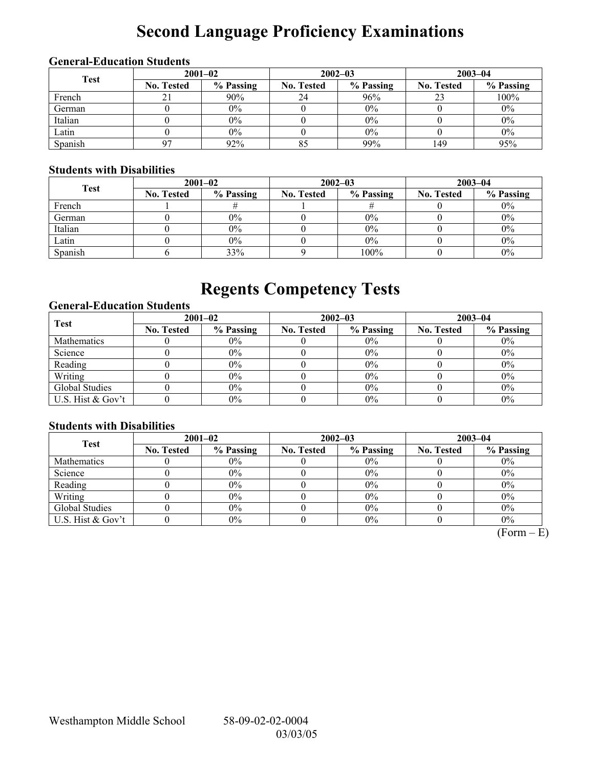# Second Language Proficiency Examinations

### General-Education Students

| Test | 2001–02 | | 2002–03 | | 2003–04 | |
|---|---|---|---|---|---|---|
| | No. Tested | % Passing | No. Tested | % Passing | No. Tested | % Passing |
| French | 21 | 90% | 24 | 96% | 23 | 100% |
| German | 0 | 0% | 0 | 0% | 0 | 0% |
| Italian | 0 | 0% | 0 | 0% | 0 | 0% |
| Latin | 0 | 0% | 0 | 0% | 0 | 0% |
| Spanish | 97 | 92% | 85 | 99% | 149 | 95% |

### Students with Disabilities

| Test | 2001–02 | | 2002–03 | | 2003–04 | |
|---|---|---|---|---|---|---|
| | No. Tested | % Passing | No. Tested | % Passing | No. Tested | % Passing |
| French | 1 | # | 1 | # | 0 | 0% |
| German | 0 | 0% | 0 | 0% | 0 | 0% |
| Italian | 0 | 0% | 0 | 0% | 0 | 0% |
| Latin | 0 | 0% | 0 | 0% | 0 | 0% |
| Spanish | 6 | 33% | 9 | 100% | 0 | 0% |

# Regents Competency Tests

### General-Education Students

| Test | 2001–02 | | 2002–03 | | 2003–04 | |
|---|---|---|---|---|---|---|
| | No. Tested | % Passing | No. Tested | % Passing | No. Tested | % Passing |
| Mathematics | 0 | 0% | 0 | 0% | 0 | 0% |
| Science | 0 | 0% | 0 | 0% | 0 | 0% |
| Reading | 0 | 0% | 0 | 0% | 0 | 0% |
| Writing | 0 | 0% | 0 | 0% | 0 | 0% |
| Global Studies | 0 | 0% | 0 | 0% | 0 | 0% |
| U.S. Hist & Gov't | 0 | 0% | 0 | 0% | 0 | 0% |

### Students with Disabilities

| Test | 2001–02 | | 2002–03 | | 2003–04 | |
|---|---|---|---|---|---|---|
| | No. Tested | % Passing | No. Tested | % Passing | No. Tested | % Passing |
| Mathematics | 0 | 0% | 0 | 0% | 0 | 0% |
| Science | 0 | 0% | 0 | 0% | 0 | 0% |
| Reading | 0 | 0% | 0 | 0% | 0 | 0% |
| Writing | 0 | 0% | 0 | 0% | 0 | 0% |
| Global Studies | 0 | 0% | 0 | 0% | 0 | 0% |
| U.S. Hist & Gov't | 0 | 0% | 0 | 0% | 0 | 0% |

(Form – E)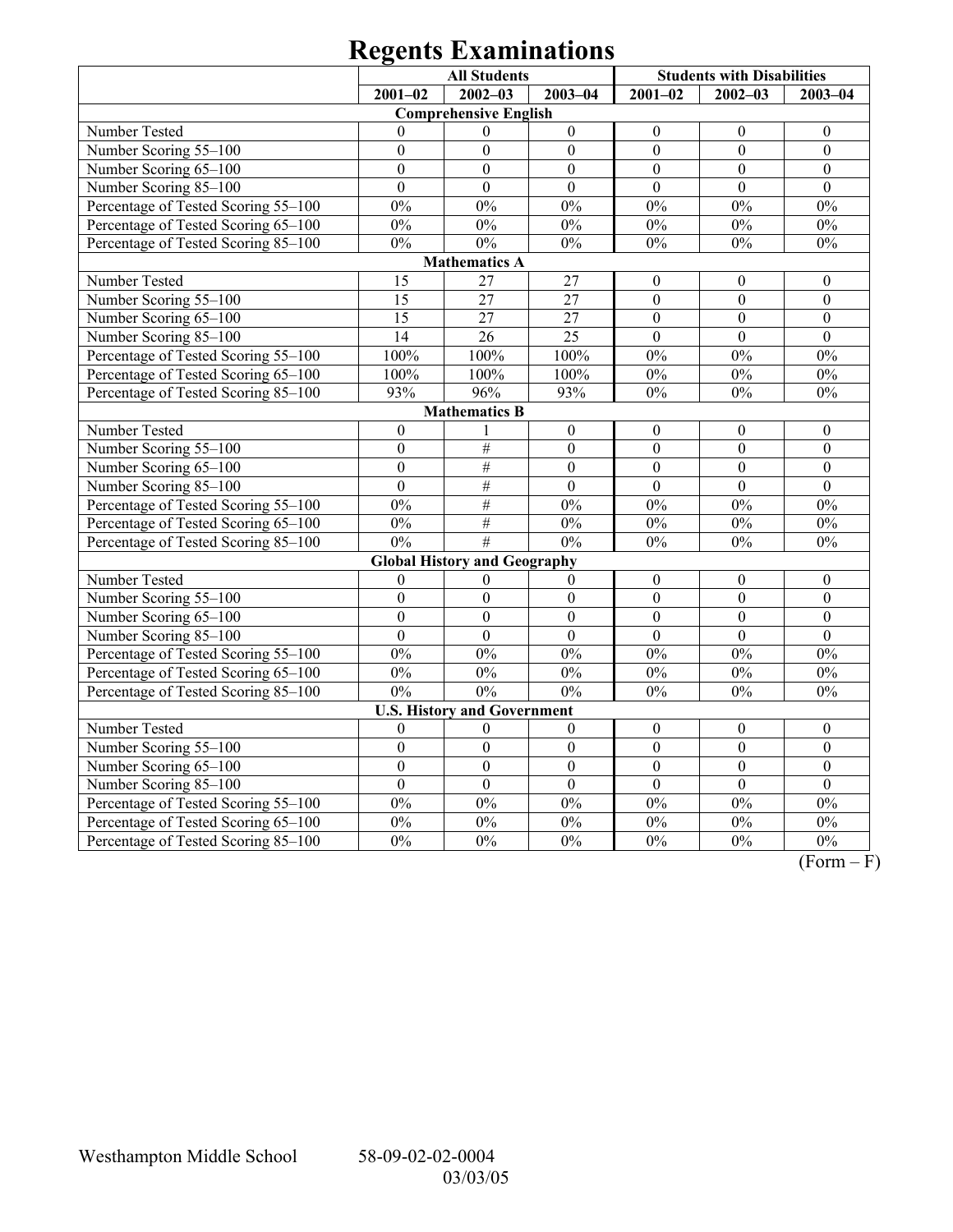# Regents Examinations

| | All Students | | | Students with Disabilities | | |
|---|---|---|---|---|---|---|
| | 2001–02 | 2002–03 | 2003–04 | 2001–02 | 2002–03 | 2003–04 |
| **Comprehensive English** | | | | | | |
| Number Tested | 0 | 0 | 0 | 0 | 0 | 0 |
| Number Scoring 55–100 | 0 | 0 | 0 | 0 | 0 | 0 |
| Number Scoring 65–100 | 0 | 0 | 0 | 0 | 0 | 0 |
| Number Scoring 85–100 | 0 | 0 | 0 | 0 | 0 | 0 |
| Percentage of Tested Scoring 55–100 | 0% | 0% | 0% | 0% | 0% | 0% |
| Percentage of Tested Scoring 65–100 | 0% | 0% | 0% | 0% | 0% | 0% |
| Percentage of Tested Scoring 85–100 | 0% | 0% | 0% | 0% | 0% | 0% |
| **Mathematics A** | | | | | | |
| Number Tested | 15 | 27 | 27 | 0 | 0 | 0 |
| Number Scoring 55–100 | 15 | 27 | 27 | 0 | 0 | 0 |
| Number Scoring 65–100 | 15 | 27 | 27 | 0 | 0 | 0 |
| Number Scoring 85–100 | 14 | 26 | 25 | 0 | 0 | 0 |
| Percentage of Tested Scoring 55–100 | 100% | 100% | 100% | 0% | 0% | 0% |
| Percentage of Tested Scoring 65–100 | 100% | 100% | 100% | 0% | 0% | 0% |
| Percentage of Tested Scoring 85–100 | 93% | 96% | 93% | 0% | 0% | 0% |
| **Mathematics B** | | | | | | |
| Number Tested | 0 | 1 | 0 | 0 | 0 | 0 |
| Number Scoring 55–100 | 0 | # | 0 | 0 | 0 | 0 |
| Number Scoring 65–100 | 0 | # | 0 | 0 | 0 | 0 |
| Number Scoring 85–100 | 0 | # | 0 | 0 | 0 | 0 |
| Percentage of Tested Scoring 55–100 | 0% | # | 0% | 0% | 0% | 0% |
| Percentage of Tested Scoring 65–100 | 0% | # | 0% | 0% | 0% | 0% |
| Percentage of Tested Scoring 85–100 | 0% | # | 0% | 0% | 0% | 0% |
| **Global History and Geography** | | | | | | |
| Number Tested | 0 | 0 | 0 | 0 | 0 | 0 |
| Number Scoring 55–100 | 0 | 0 | 0 | 0 | 0 | 0 |
| Number Scoring 65–100 | 0 | 0 | 0 | 0 | 0 | 0 |
| Number Scoring 85–100 | 0 | 0 | 0 | 0 | 0 | 0 |
| Percentage of Tested Scoring 55–100 | 0% | 0% | 0% | 0% | 0% | 0% |
| Percentage of Tested Scoring 65–100 | 0% | 0% | 0% | 0% | 0% | 0% |
| Percentage of Tested Scoring 85–100 | 0% | 0% | 0% | 0% | 0% | 0% |
| **U.S. History and Government** | | | | | | |
| Number Tested | 0 | 0 | 0 | 0 | 0 | 0 |
| Number Scoring 55–100 | 0 | 0 | 0 | 0 | 0 | 0 |
| Number Scoring 65–100 | 0 | 0 | 0 | 0 | 0 | 0 |
| Number Scoring 85–100 | 0 | 0 | 0 | 0 | 0 | 0 |
| Percentage of Tested Scoring 55–100 | 0% | 0% | 0% | 0% | 0% | 0% |
| Percentage of Tested Scoring 65–100 | 0% | 0% | 0% | 0% | 0% | 0% |
| Percentage of Tested Scoring 85–100 | 0% | 0% | 0% | 0% | 0% | 0% |

(Form – F)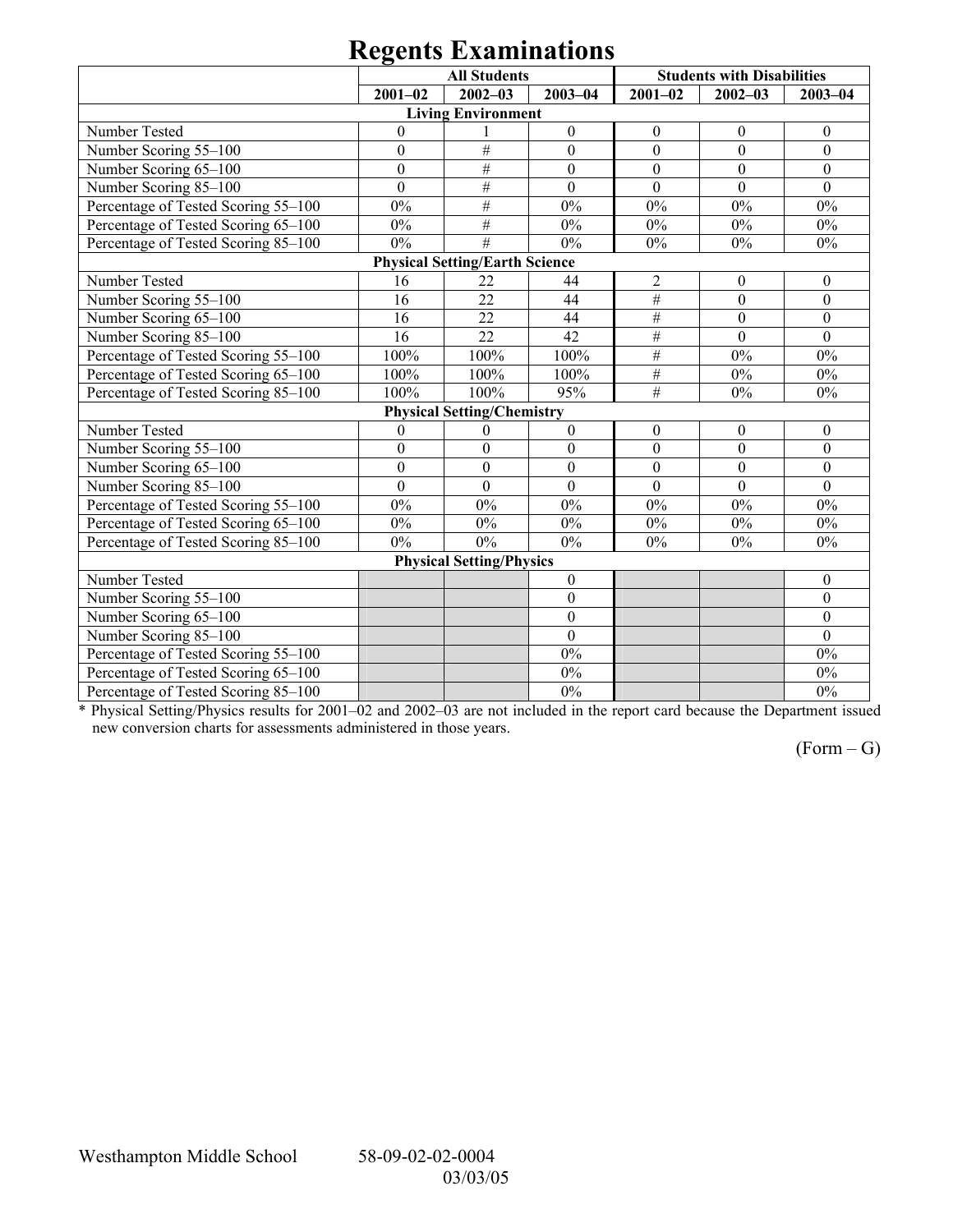# Regents Examinations

| | All Students | | | Students with Disabilities | | |
|---|---|---|---|---|---|---|
| | 2001–02 | 2002–03 | 2003–04 | 2001–02 | 2002–03 | 2003–04 |
| **Living Environment** | | | | | | |
| Number Tested | 0 | 1 | 0 | 0 | 0 | 0 |
| Number Scoring 55–100 | 0 | # | 0 | 0 | 0 | 0 |
| Number Scoring 65–100 | 0 | # | 0 | 0 | 0 | 0 |
| Number Scoring 85–100 | 0 | # | 0 | 0 | 0 | 0 |
| Percentage of Tested Scoring 55–100 | 0% | # | 0% | 0% | 0% | 0% |
| Percentage of Tested Scoring 65–100 | 0% | # | 0% | 0% | 0% | 0% |
| Percentage of Tested Scoring 85–100 | 0% | # | 0% | 0% | 0% | 0% |
| **Physical Setting/Earth Science** | | | | | | |
| Number Tested | 16 | 22 | 44 | 2 | 0 | 0 |
| Number Scoring 55–100 | 16 | 22 | 44 | # | 0 | 0 |
| Number Scoring 65–100 | 16 | 22 | 44 | # | 0 | 0 |
| Number Scoring 85–100 | 16 | 22 | 42 | # | 0 | 0 |
| Percentage of Tested Scoring 55–100 | 100% | 100% | 100% | # | 0% | 0% |
| Percentage of Tested Scoring 65–100 | 100% | 100% | 100% | # | 0% | 0% |
| Percentage of Tested Scoring 85–100 | 100% | 100% | 95% | # | 0% | 0% |
| **Physical Setting/Chemistry** | | | | | | |
| Number Tested | 0 | 0 | 0 | 0 | 0 | 0 |
| Number Scoring 55–100 | 0 | 0 | 0 | 0 | 0 | 0 |
| Number Scoring 65–100 | 0 | 0 | 0 | 0 | 0 | 0 |
| Number Scoring 85–100 | 0 | 0 | 0 | 0 | 0 | 0 |
| Percentage of Tested Scoring 55–100 | 0% | 0% | 0% | 0% | 0% | 0% |
| Percentage of Tested Scoring 65–100 | 0% | 0% | 0% | 0% | 0% | 0% |
| Percentage of Tested Scoring 85–100 | 0% | 0% | 0% | 0% | 0% | 0% |
| **Physical Setting/Physics** | | | | | | |
| Number Tested | | | 0 | | | 0 |
| Number Scoring 55–100 | | | 0 | | | 0 |
| Number Scoring 65–100 | | | 0 | | | 0 |
| Number Scoring 85–100 | | | 0 | | | 0 |
| Percentage of Tested Scoring 55–100 | | | 0% | | | 0% |
| Percentage of Tested Scoring 65–100 | | | 0% | | | 0% |
| Percentage of Tested Scoring 85–100 | | | 0% | | | 0% |

* Physical Setting/Physics results for 2001–02 and 2002–03 are not included in the report card because the Department issued new conversion charts for assessments administered in those years.

(Form – G)

Westhampton Middle School 58-09-02-02-0004
03/03/05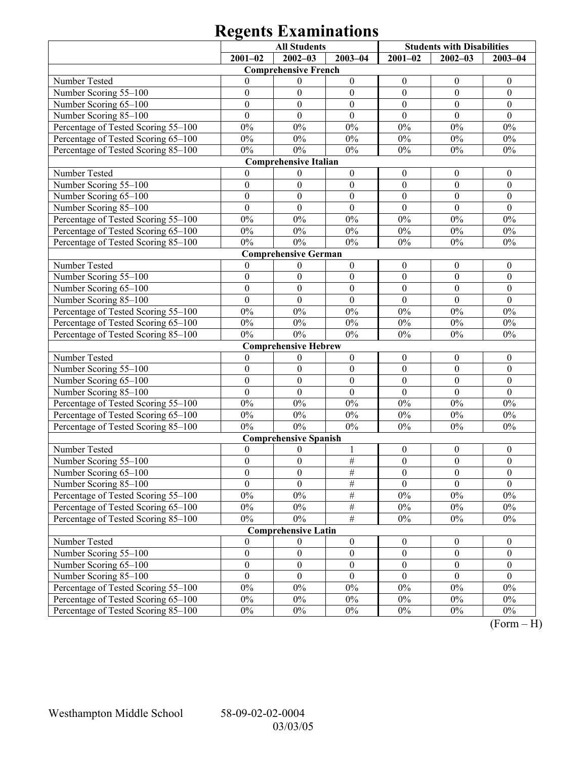# Regents Examinations

| | All Students | | | Students with Disabilities | | |
|---|---|---|---|---|---|---|
| | 2001–02 | 2002–03 | 2003–04 | 2001–02 | 2002–03 | 2003–04 |
| **Comprehensive French** | | | | | | |
| Number Tested | 0 | 0 | 0 | 0 | 0 | 0 |
| Number Scoring 55–100 | 0 | 0 | 0 | 0 | 0 | 0 |
| Number Scoring 65–100 | 0 | 0 | 0 | 0 | 0 | 0 |
| Number Scoring 85–100 | 0 | 0 | 0 | 0 | 0 | 0 |
| Percentage of Tested Scoring 55–100 | 0% | 0% | 0% | 0% | 0% | 0% |
| Percentage of Tested Scoring 65–100 | 0% | 0% | 0% | 0% | 0% | 0% |
| Percentage of Tested Scoring 85–100 | 0% | 0% | 0% | 0% | 0% | 0% |
| **Comprehensive Italian** | | | | | | |
| Number Tested | 0 | 0 | 0 | 0 | 0 | 0 |
| Number Scoring 55–100 | 0 | 0 | 0 | 0 | 0 | 0 |
| Number Scoring 65–100 | 0 | 0 | 0 | 0 | 0 | 0 |
| Number Scoring 85–100 | 0 | 0 | 0 | 0 | 0 | 0 |
| Percentage of Tested Scoring 55–100 | 0% | 0% | 0% | 0% | 0% | 0% |
| Percentage of Tested Scoring 65–100 | 0% | 0% | 0% | 0% | 0% | 0% |
| Percentage of Tested Scoring 85–100 | 0% | 0% | 0% | 0% | 0% | 0% |
| **Comprehensive German** | | | | | | |
| Number Tested | 0 | 0 | 0 | 0 | 0 | 0 |
| Number Scoring 55–100 | 0 | 0 | 0 | 0 | 0 | 0 |
| Number Scoring 65–100 | 0 | 0 | 0 | 0 | 0 | 0 |
| Number Scoring 85–100 | 0 | 0 | 0 | 0 | 0 | 0 |
| Percentage of Tested Scoring 55–100 | 0% | 0% | 0% | 0% | 0% | 0% |
| Percentage of Tested Scoring 65–100 | 0% | 0% | 0% | 0% | 0% | 0% |
| Percentage of Tested Scoring 85–100 | 0% | 0% | 0% | 0% | 0% | 0% |
| **Comprehensive Hebrew** | | | | | | |
| Number Tested | 0 | 0 | 0 | 0 | 0 | 0 |
| Number Scoring 55–100 | 0 | 0 | 0 | 0 | 0 | 0 |
| Number Scoring 65–100 | 0 | 0 | 0 | 0 | 0 | 0 |
| Number Scoring 85–100 | 0 | 0 | 0 | 0 | 0 | 0 |
| Percentage of Tested Scoring 55–100 | 0% | 0% | 0% | 0% | 0% | 0% |
| Percentage of Tested Scoring 65–100 | 0% | 0% | 0% | 0% | 0% | 0% |
| Percentage of Tested Scoring 85–100 | 0% | 0% | 0% | 0% | 0% | 0% |
| **Comprehensive Spanish** | | | | | | |
| Number Tested | 0 | 0 | 1 | 0 | 0 | 0 |
| Number Scoring 55–100 | 0 | 0 | # | 0 | 0 | 0 |
| Number Scoring 65–100 | 0 | 0 | # | 0 | 0 | 0 |
| Number Scoring 85–100 | 0 | 0 | # | 0 | 0 | 0 |
| Percentage of Tested Scoring 55–100 | 0% | 0% | # | 0% | 0% | 0% |
| Percentage of Tested Scoring 65–100 | 0% | 0% | # | 0% | 0% | 0% |
| Percentage of Tested Scoring 85–100 | 0% | 0% | # | 0% | 0% | 0% |
| **Comprehensive Latin** | | | | | | |
| Number Tested | 0 | 0 | 0 | 0 | 0 | 0 |
| Number Scoring 55–100 | 0 | 0 | 0 | 0 | 0 | 0 |
| Number Scoring 65–100 | 0 | 0 | 0 | 0 | 0 | 0 |
| Number Scoring 85–100 | 0 | 0 | 0 | 0 | 0 | 0 |
| Percentage of Tested Scoring 55–100 | 0% | 0% | 0% | 0% | 0% | 0% |
| Percentage of Tested Scoring 65–100 | 0% | 0% | 0% | 0% | 0% | 0% |
| Percentage of Tested Scoring 85–100 | 0% | 0% | 0% | 0% | 0% | 0% |

(Form – H)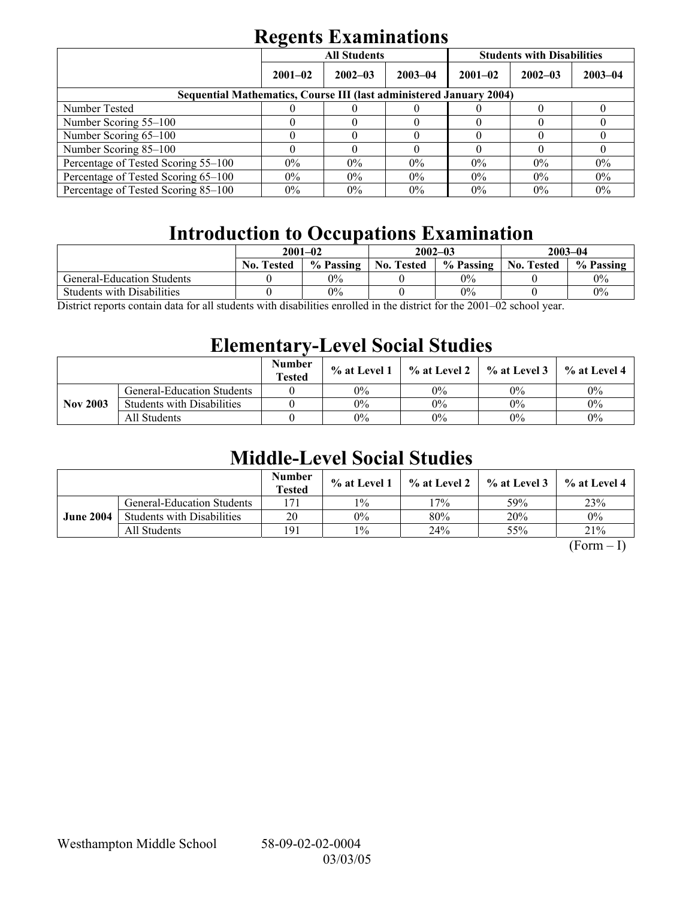# Regents Examinations

| | All Students | | | Students with Disabilities | | |
|---|---|---|---|---|---|---|
| | 2001–02 | 2002–03 | 2003–04 | 2001–02 | 2002–03 | 2003–04 |
| **Sequential Mathematics, Course III (last administered January 2004)** | | | | | | |
| Number Tested | 0 | 0 | 0 | 0 | 0 | 0 |
| Number Scoring 55–100 | 0 | 0 | 0 | 0 | 0 | 0 |
| Number Scoring 65–100 | 0 | 0 | 0 | 0 | 0 | 0 |
| Number Scoring 85–100 | 0 | 0 | 0 | 0 | 0 | 0 |
| Percentage of Tested Scoring 55–100 | 0% | 0% | 0% | 0% | 0% | 0% |
| Percentage of Tested Scoring 65–100 | 0% | 0% | 0% | 0% | 0% | 0% |
| Percentage of Tested Scoring 85–100 | 0% | 0% | 0% | 0% | 0% | 0% |

# Introduction to Occupations Examination

| | 2001–02 | | 2002–03 | | 2003–04 | |
|---|---|---|---|---|---|---|
| | No. Tested | % Passing | No. Tested | % Passing | No. Tested | % Passing |
| General-Education Students | 0 | 0% | 0 | 0% | 0 | 0% |
| Students with Disabilities | 0 | 0% | 0 | 0% | 0 | 0% |

District reports contain data for all students with disabilities enrolled in the district for the 2001–02 school year.

# Elementary-Level Social Studies

| | | Number Tested | % at Level 1 | % at Level 2 | % at Level 3 | % at Level 4 |
|---|---|---|---|---|---|---|
| **Nov 2003** | General-Education Students | 0 | 0% | 0% | 0% | 0% |
| | Students with Disabilities | 0 | 0% | 0% | 0% | 0% |
| | All Students | 0 | 0% | 0% | 0% | 0% |

# Middle-Level Social Studies

| | | Number Tested | % at Level 1 | % at Level 2 | % at Level 3 | % at Level 4 |
|---|---|---|---|---|---|---|
| **June 2004** | General-Education Students | 171 | 1% | 17% | 59% | 23% |
| | Students with Disabilities | 20 | 0% | 80% | 20% | 0% |
| | All Students | 191 | 1% | 24% | 55% | 21% |

(Form – I)

Westhampton Middle School 58-09-02-02-0004 03/03/05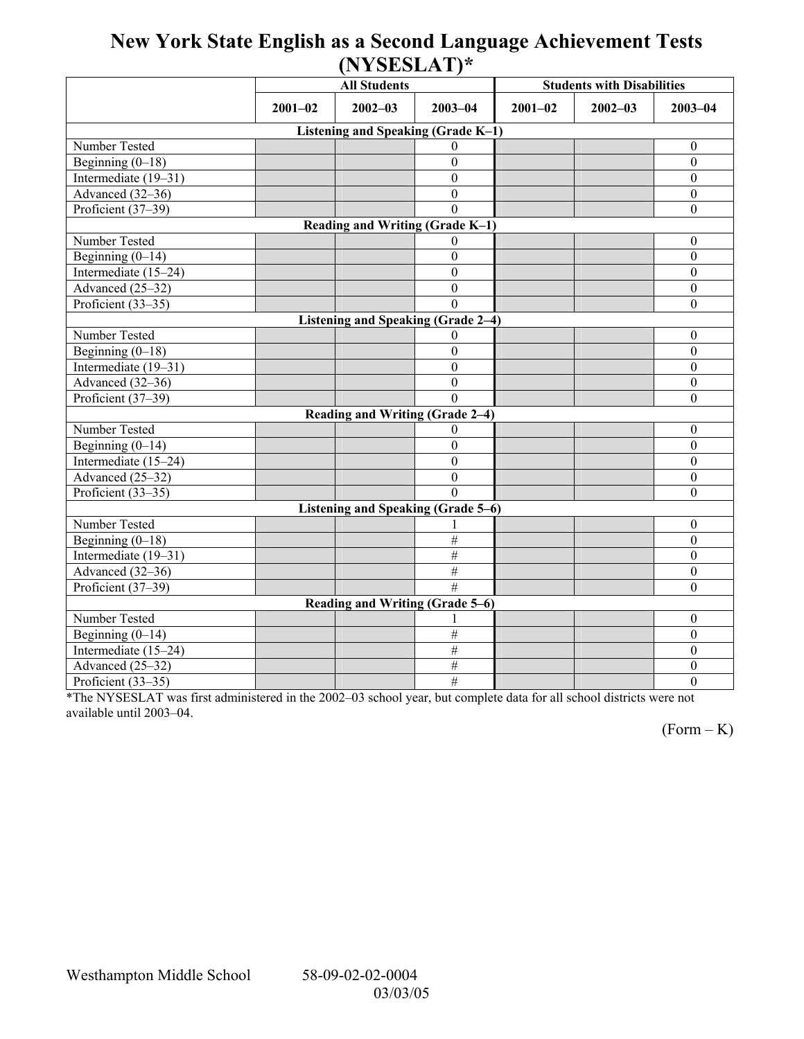# New York State English as a Second Language Achievement Tests (NYSESLAT)*

| | All Students | | | Students with Disabilities | | |
|---|---|---|---|---|---|---|
| | 2001–02 | 2002–03 | 2003–04 | 2001–02 | 2002–03 | 2003–04 |
| **Listening and Speaking (Grade K–1)** | | | | | | |
| Number Tested | | | 0 | | | 0 |
| Beginning (0–18) | | | 0 | | | 0 |
| Intermediate (19–31) | | | 0 | | | 0 |
| Advanced (32–36) | | | 0 | | | 0 |
| Proficient (37–39) | | | 0 | | | 0 |
| **Reading and Writing (Grade K–1)** | | | | | | |
| Number Tested | | | 0 | | | 0 |
| Beginning (0–14) | | | 0 | | | 0 |
| Intermediate (15–24) | | | 0 | | | 0 |
| Advanced (25–32) | | | 0 | | | 0 |
| Proficient (33–35) | | | 0 | | | 0 |
| **Listening and Speaking (Grade 2–4)** | | | | | | |
| Number Tested | | | 0 | | | 0 |
| Beginning (0–18) | | | 0 | | | 0 |
| Intermediate (19–31) | | | 0 | | | 0 |
| Advanced (32–36) | | | 0 | | | 0 |
| Proficient (37–39) | | | 0 | | | 0 |
| **Reading and Writing (Grade 2–4)** | | | | | | |
| Number Tested | | | 0 | | | 0 |
| Beginning (0–14) | | | 0 | | | 0 |
| Intermediate (15–24) | | | 0 | | | 0 |
| Advanced (25–32) | | | 0 | | | 0 |
| Proficient (33–35) | | | 0 | | | 0 |
| **Listening and Speaking (Grade 5–6)** | | | | | | |
| Number Tested | | | 1 | | | 0 |
| Beginning (0–18) | | | # | | | 0 |
| Intermediate (19–31) | | | # | | | 0 |
| Advanced (32–36) | | | # | | | 0 |
| Proficient (37–39) | | | # | | | 0 |
| **Reading and Writing (Grade 5–6)** | | | | | | |
| Number Tested | | | 1 | | | 0 |
| Beginning (0–14) | | | # | | | 0 |
| Intermediate (15–24) | | | # | | | 0 |
| Advanced (25–32) | | | # | | | 0 |
| Proficient (33–35) | | | # | | | 0 |

*The NYSESLAT was first administered in the 2002–03 school year, but complete data for all school districts were not available until 2003–04.

(Form – K)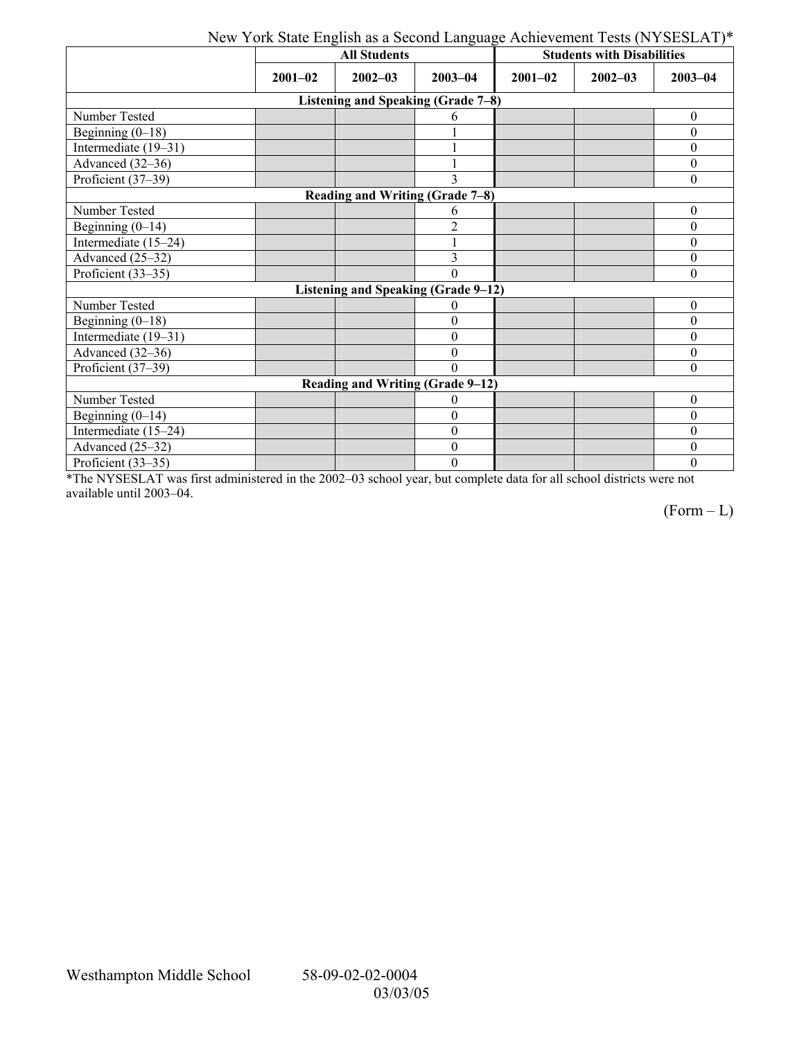New York State English as a Second Language Achievement Tests (NYSESLAT)*

| | All Students | | | Students with Disabilities | | |
|---|---|---|---|---|---|---|
| | 2001–02 | 2002–03 | 2003–04 | 2001–02 | 2002–03 | 2003–04 |
| **Listening and Speaking (Grade 7–8)** | | | | | | |
| Number Tested | | | 6 | | | 0 |
| Beginning (0–18) | | | 1 | | | 0 |
| Intermediate (19–31) | | | 1 | | | 0 |
| Advanced (32–36) | | | 1 | | | 0 |
| Proficient (37–39) | | | 3 | | | 0 |
| **Reading and Writing (Grade 7–8)** | | | | | | |
| Number Tested | | | 6 | | | 0 |
| Beginning (0–14) | | | 2 | | | 0 |
| Intermediate (15–24) | | | 1 | | | 0 |
| Advanced (25–32) | | | 3 | | | 0 |
| Proficient (33–35) | | | 0 | | | 0 |
| **Listening and Speaking (Grade 9–12)** | | | | | | |
| Number Tested | | | 0 | | | 0 |
| Beginning (0–18) | | | 0 | | | 0 |
| Intermediate (19–31) | | | 0 | | | 0 |
| Advanced (32–36) | | | 0 | | | 0 |
| Proficient (37–39) | | | 0 | | | 0 |
| **Reading and Writing (Grade 9–12)** | | | | | | |
| Number Tested | | | 0 | | | 0 |
| Beginning (0–14) | | | 0 | | | 0 |
| Intermediate (15–24) | | | 0 | | | 0 |
| Advanced (25–32) | | | 0 | | | 0 |
| Proficient (33–35) | | | 0 | | | 0 |

*The NYSESLAT was first administered in the 2002–03 school year, but complete data for all school districts were not available until 2003–04.

(Form – L)

Westhampton Middle School 58-09-02-02-0004
03/03/05